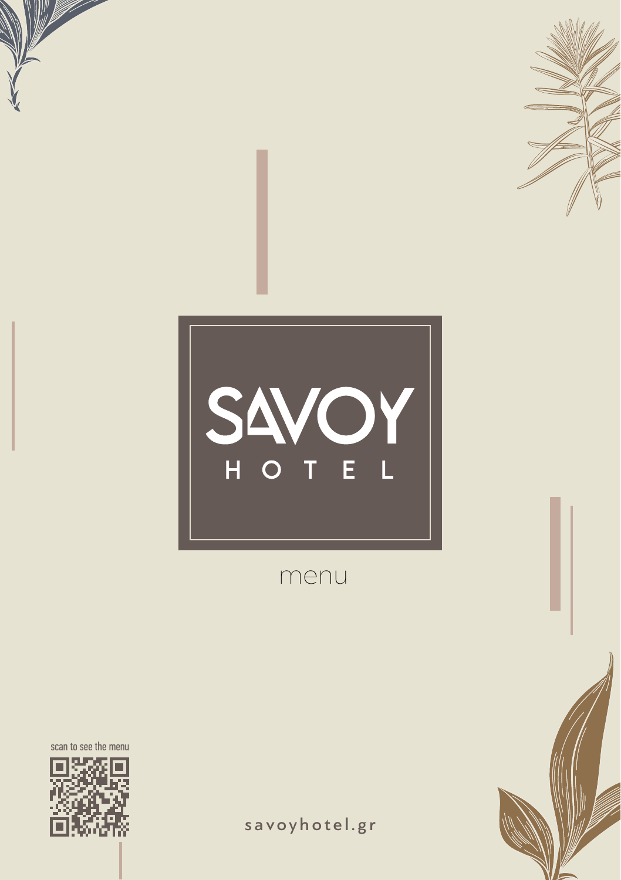# SAVOY HOTEL

menu

scan to see the menu

savoyhotel.gr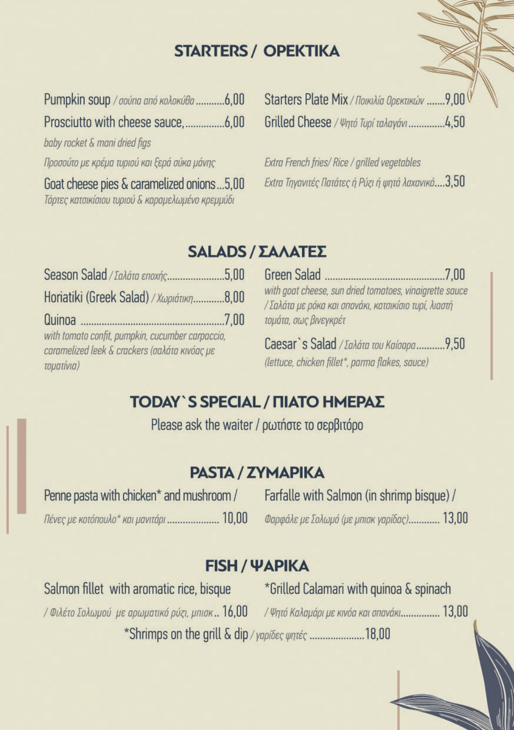## STARTERS / ΟΡΕΚΤΙΚΑ

Pumpkin soup / *σούπα από κολοκύθα* ...........6,00

Prosciutto with cheese sauce, ...............6,00
*baby rocket & mani dried figs*
*Προσούτο με κρέμα τυριού και ξερά σύκα μάνης*

Goat cheese pies & caramelized onions...5,00
*Τάρτες κατσικίσιου τυριού & καραμελωμένο κρεμμύδι*

Starters Plate Mix / *Ποικιλία Ορεκτικών* .......9,00

Grilled Cheese / *Ψητό Τυρί ταλαγάνι* ..............4,50

*Extra French fries/ Rice / grilled vegetables*
*Extra Τηγανιτές Πατάτες ή Ρύζι ή ψητά λαχανικά*....3,50

## SALADS / ΣΑΛΑΤΕΣ

Season Salad / *Σαλάτα εποχής*.....................5,00

Horiatiki (Greek Salad) / *Χωριάτικη*............8,00

Quinoa .......................................................7,00
*with tomato confit, pumpkin, cucumber carpaccio, caramelized leek & crackers (σαλάτα κινόας με τοματίνια)*

Green Salad ...............................................7,00
*with goat cheese, sun dried tomatoes, vinaigrette sauce / Σαλάτα με ρόκα και σπανάκι, κατσικίσιο τυρί, λιαστή τομάτα, σως βινεγκρέτ*

Caesar`s Salad / *Σαλάτα του Καίσαρα*...........9,50
*(lettuce, chicken fillet*, parma flakes, sauce)*

## TODAY`S SPECIAL / ΠΙΑΤΟ ΗΜΕΡΑΣ

Please ask the waiter / ρωτήστε το σερβιτόρο

## PASTA / ΖΥΜΑΡΙΚΑ

Penne pasta with chicken* and mushroom /
*Πένες με κοτόπουλο* και μανιτάρι* .................... 10,00

Farfalle with Salmon (in shrimp bisque) /
*Φαρφάλε με Σολωμό (με μπισκ γαρίδας)*............ 13,00

## FISH / ΨΑΡΙΚΑ

Salmon fillet with aromatic rice, bisque
/ *Φιλέτο Σολωμού με αρωματικό ρύζι, μπισκ*.. 16,00

*Grilled Calamari with quinoa & spinach
/ *Ψητό Καλαμάρι με κινόα και σπανάκι*............... 13,00

*Shrimps on the grill & dip / *γαρίδες ψητές* .....................18,00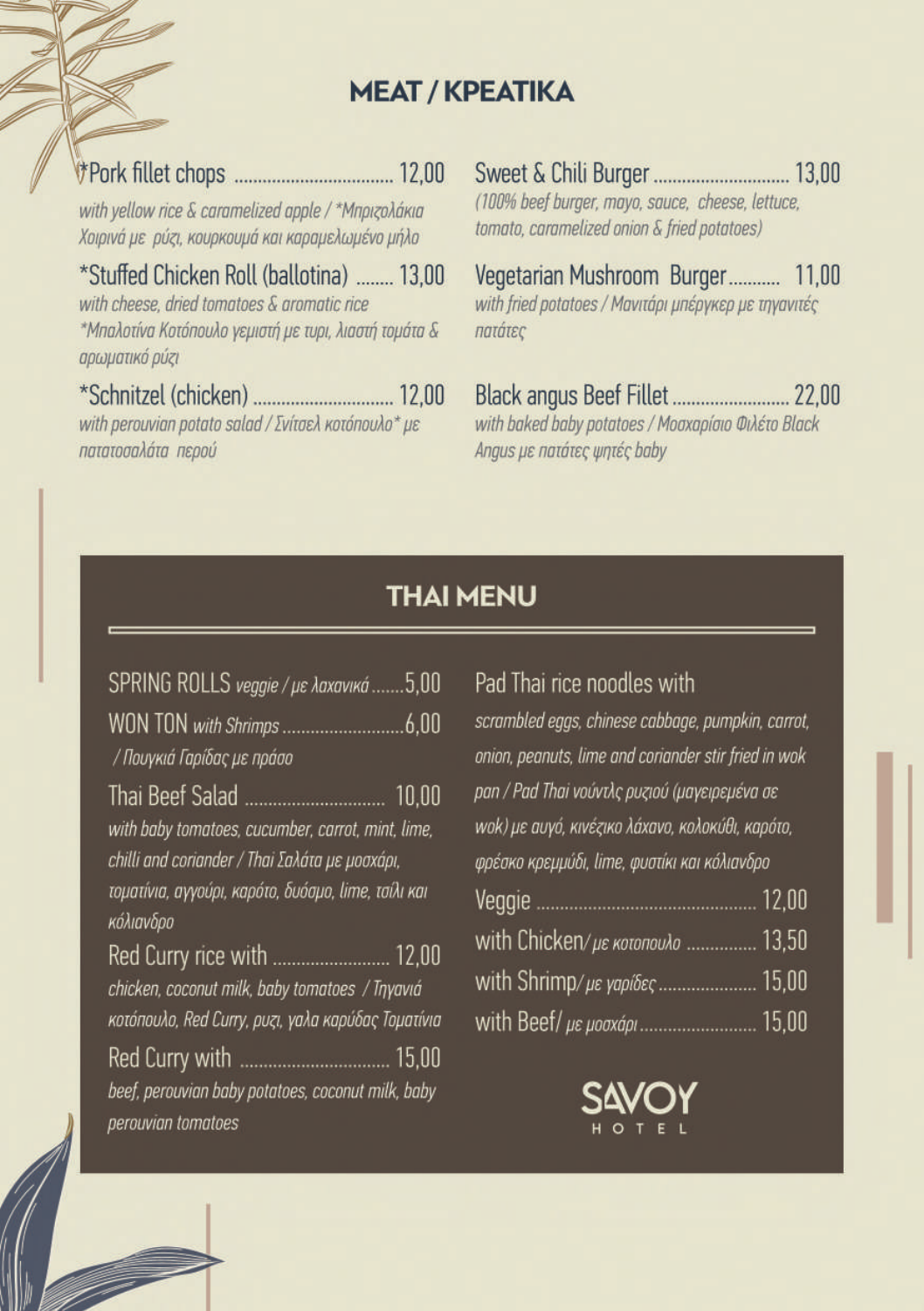## MEAT / ΚΡΕΑΤΙΚΑ

*Pork fillet chops ................................ 12,00
*with yellow rice & caramelized apple / *Μπριζολάκια Χοιρινά με ρύζι, κουρκουμά και καραμελωμένο μήλο*

*Stuffed Chicken Roll (ballotina) ........ 13,00
*with cheese, dried tomatoes & aromatic rice*
**Μπαλοτίνα Κοτόπουλο γεμιστή με τυρί, λιαστή τομάτα & αρωματικό ρύζι*

*Schnitzel (chicken) ............................ 12,00
*with perouvian potato salad / Σνίτσελ κοτόπουλο* με πατατοσαλάτα περού*

Sweet & Chili Burger ............................ 13,00
*(100% beef burger, mayo, sauce, cheese, lettuce, tomato, caramelized onion & fried potatoes)*

Vegetarian Mushroom Burger........... 11,00
*with fried potatoes / Μανιτάρι μπέργκερ με τηγανιτές πατάτες*

Black angus Beef Fillet ........................ 22,00
*with baked baby potatoes / Μοσχαρίσιο Φιλέτο Black Angus με πατάτες ψητές baby*

## THAI MENU

SPRING ROLLS *veggie / με λαχανικά* .......5,00

WON TON *with Shrimps* .........................6,00
*/ Πουγκιά Γαρίδας με πράσο*

Thai Beef Salad ............................ 10,00
*with baby tomatoes, cucumber, carrot, mint, lime, chilli and coriander / Thai Σαλάτα με μοσχάρι, τοματίνια, αγγούρι, καρότο, δυόσμο, lime, τσίλι και κόλιανδρο*

Red Curry rice with ........................ 12,00
*chicken, coconut milk, baby tomatoes / Τηγανιά κοτόπουλο, Red Curry, ρυζι, γαλα καρύδας Τοματίνια*

Red Curry with ............................... 15,00
*beef, perouvian baby potatoes, coconut milk, baby perouvian tomatoes*

Pad Thai rice noodles with
*scrambled eggs, chinese cabbage, pumpkin, carrot, onion, peanuts, lime and coriander stir fried in wok pan / Pad Thai νούντλς ρυζιού (μαγειρεμένα σε wok) με αυγό, κινέζικο λάχανο, κολοκύθι, καρότο, φρέσκο κρεμμύδι, lime, φυστίκι και κόλιανδρο*

Veggie .............................................. 12,00
with Chicken/ *με κοτοπουλο* ............... 13,50
with Shrimp/ *με γαρίδες* ..................... 15,00
with Beef/ *με μοσχάρι* ......................... 15,00

SAVOY HOTEL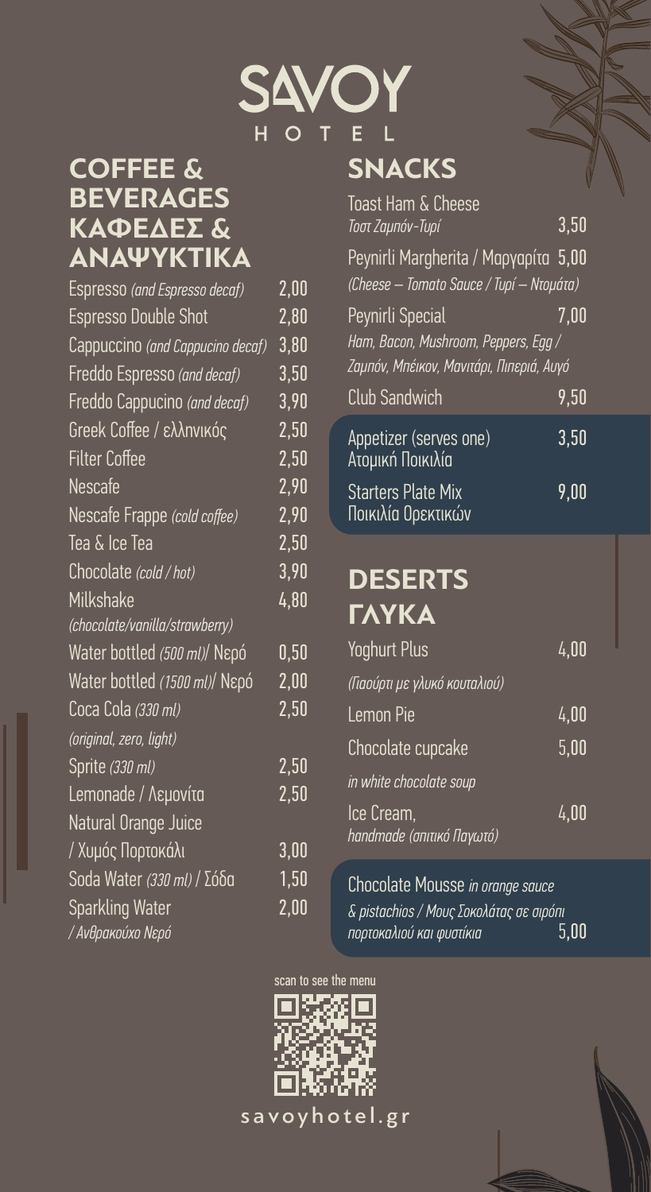# SAVOY HOTEL

## COFFEE & BEVERAGES
## ΚΑΦΕΔΕΣ & ΑΝΑΨΥΚΤΙΚΑ

| Item | Price |
|---|---|
| Espresso *(and Espresso decaf)* | 2,00 |
| Espresso Double Shot | 2,80 |
| Cappuccino *(and Cappucino decaf)* | 3,80 |
| Freddo Espresso *(and decaf)* | 3,50 |
| Freddo Cappucino *(and decaf)* | 3,90 |
| Greek Coffee / ελληνικός | 2,50 |
| Filter Coffee | 2,50 |
| Nescafe | 2,90 |
| Nescafe Frappe *(cold coffee)* | 2,90 |
| Tea & Ice Tea | 2,50 |
| Chocolate *(cold / hot)* | 3,90 |
| Milkshake *(chocolate/vanilla/strawberry)* | 4,80 |
| Water bottled *(500 ml)*/ Νερό | 0,50 |
| Water bottled *(1500 ml)*/ Νερό | 2,00 |
| Coca Cola *(330 ml)* *(original, zero, light)* | 2,50 |
| Sprite *(330 ml)* | 2,50 |
| Lemonade / Λεμονίτα | 2,50 |
| Natural Orange Juice / Χυμός Πορτοκάλι | 3,00 |
| Soda Water *(330 ml)* / Σόδα | 1,50 |
| Sparkling Water */ Ανθρακούχο Νερό* | 2,00 |

## SNACKS

| Item | Price |
|---|---|
| Toast Ham & Cheese *Τοστ Ζαμπόν-Τυρί* | 3,50 |
| Peynirli Margherita / Μαργαρίτα *(Cheese – Tomato Sauce / Τυρί – Ντομάτα)* | 5,00 |
| Peynirli Special *Ham, Bacon, Mushroom, Peppers, Egg / Ζαμπόν, Μπέικον, Μανιτάρι, Πιπεριά, Αυγό* | 7,00 |
| Club Sandwich | 9,50 |
| Appetizer (serves one) Ατομική Ποικιλία | 3,50 |
| Starters Plate Mix Ποικιλία Ορεκτικών | 9,00 |

## DESERTS
## ΓΛΥΚΑ

| Item | Price |
|---|---|
| Yoghurt Plus *(Γιαούρτι με γλυκό κουταλιού)* | 4,00 |
| Lemon Pie | 4,00 |
| Chocolate cupcake *in white chocolate soup* | 5,00 |
| Ice Cream, *handmade (σπιτικό Παγωτό)* | 4,00 |
| Chocolate Mousse *in orange sauce & pistachios / Μους Σοκολάτας σε σιρόπι πορτοκαλιού και φυστίκια* | 5,00 |

scan to see the menu

savoyhotel.gr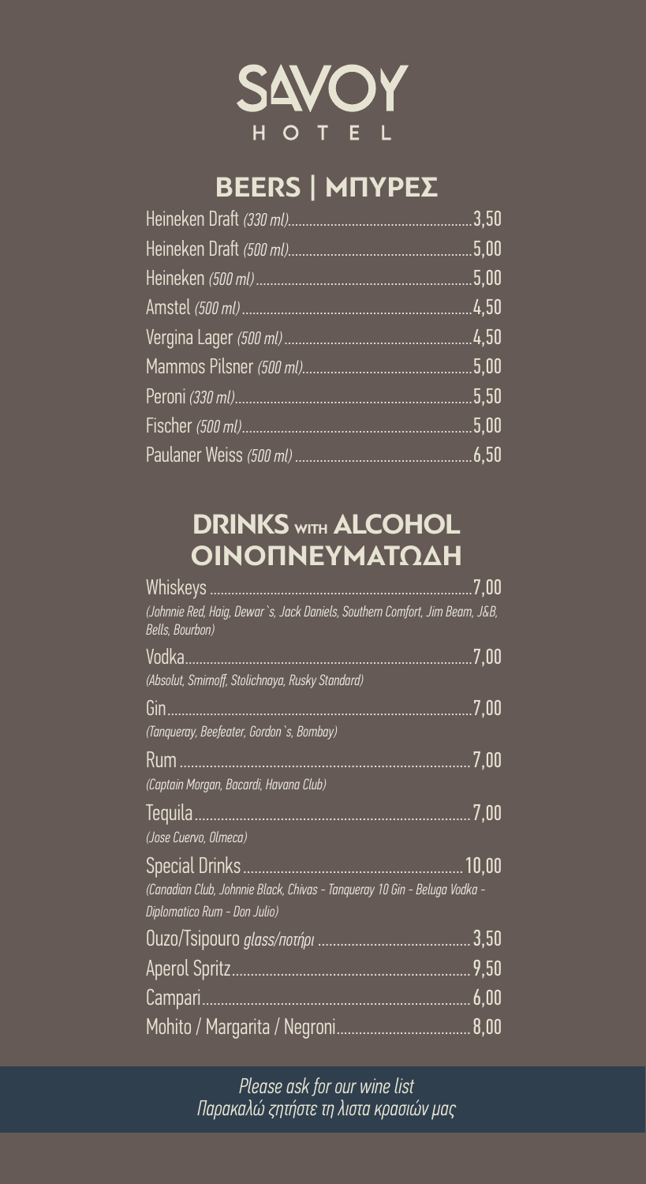# SAVOY HOTEL

## BEERS | ΜΠΥΡΕΣ

| Item | Price |
|---|---|
| Heineken Draft *(330 ml)* | 3,50 |
| Heineken Draft *(500 ml)* | 5,00 |
| Heineken *(500 ml)* | 5,00 |
| Amstel *(500 ml)* | 4,50 |
| Vergina Lager *(500 ml)* | 4,50 |
| Mammos Pilsner *(500 ml)* | 5,00 |
| Peroni *(330 ml)* | 5,50 |
| Fischer *(500 ml)* | 5,00 |
| Paulaner Weiss *(500 ml)* | 6,50 |

## DRINKS WITH ALCOHOL ΟΙΝΟΠΝΕΥΜΑΤΩΔΗ

| Item | Price |
|---|---|
| Whiskeys *(Johnnie Red, Haig, Dewar`s, Jack Daniels, Southern Comfort, Jim Beam, J&B, Bells, Bourbon)* | 7,00 |
| Vodka *(Absolut, Smirnoff, Stolichnaya, Rusky Standard)* | 7,00 |
| Gin *(Tanqueray, Beefeater, Gordon`s, Bombay)* | 7,00 |
| Rum *(Captain Morgan, Bacardi, Havana Club)* | 7,00 |
| Tequila *(Jose Cuervo, Olmeca)* | 7,00 |
| Special Drinks *(Canadian Club, Johnnie Black, Chivas - Tanqueray 10 Gin - Beluga Vodka - Diplomatico Rum - Don Julio)* | 10,00 |
| Ouzo/Tsipouro *glass/ποτήρι* | 3,50 |
| Aperol Spritz | 9,50 |
| Campari | 6,00 |
| Mohito / Margarita / Negroni | 8,00 |

*Please ask for our wine list*
*Παρακαλώ ζητήστε τη λιστα κρασιών μας*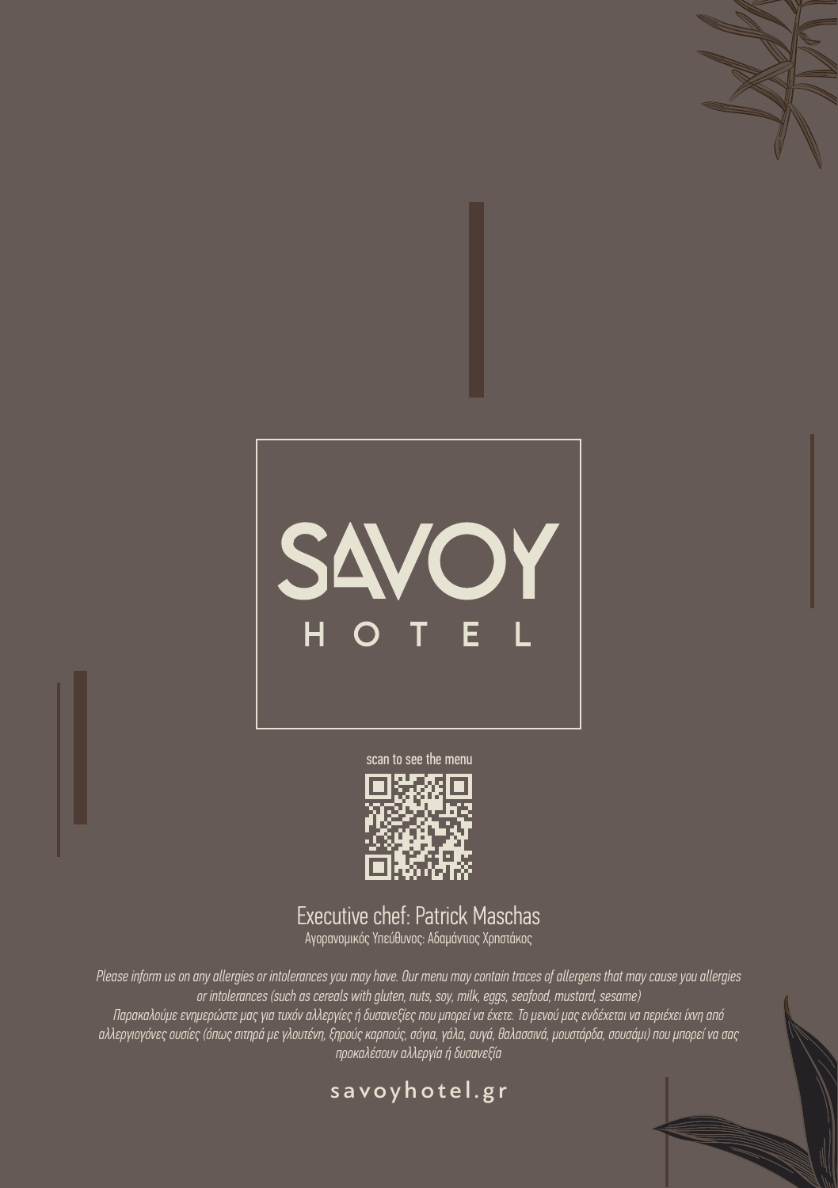# SAVOY

## HOTEL

scan to see the menu

Executive chef: Patrick Maschas

Αγορανομικός Υπεύθυνος: Αδαμάντιος Χρηστάκος

*Please inform us on any allergies or intolerances you may have. Our menu may contain traces of allergens that may cause you allergies or intolerances (such as cereals with gluten, nuts, soy, milk, eggs, seafood, mustard, sesame)*

*Παρακαλούμε ενημερώστε μας για τυχόν αλλεργίες ή δυσανεξίες που μπορεί να έχετε. Το μενού μας ενδέχεται να περιέχει ίχνη από αλλεργιογόνες ουσίες (όπως σιτηρά με γλουτένη, ξηρούς καρπούς, σόγια, γάλα, αυγά, θαλασσινά, μουστάρδα, σουσάμι) που μπορεί να σας προκαλέσουν αλλεργία ή δυσανεξία*

savoyhotel.gr